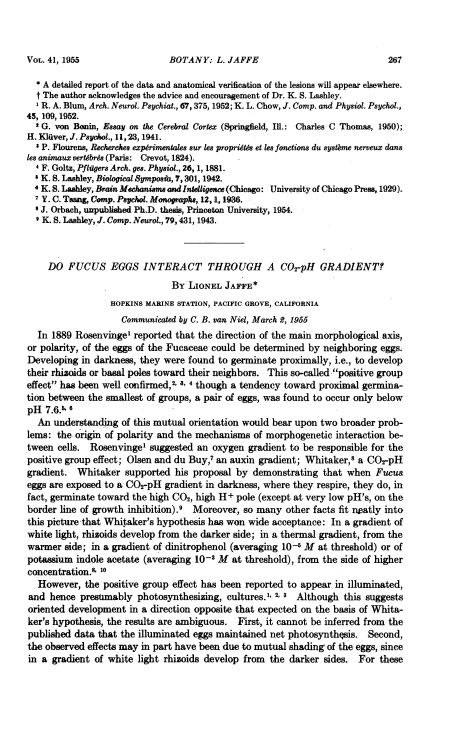\* A detailed report of the data and anatomical verification of the lesions will appear elsewhere.

† The author acknowledges the advice and encouragement of Dr. K. S. Lashley.

[1] R. A. Blum, *Arch. Neurol. Psychiat.*, **67**, 375, 1952; K. L. Chow, *J. Comp. and Physiol. Psychol.*, **45**, 109, 1952.

[2] G. von Bonin, *Essay on the Cerebral Cortex* (Springfield, Ill.: Charles C Thomas, 1950); H. Klüver, *J. Psychol.*, **11**, 23, 1941.

[3] P. Flourens, *Recherches expérimentales sur les propriétés et les fonctions du système nerveux dans les animaux vertébrés* (Paris: Crevot, 1824).

[4] F. Goltz, *Pflügers Arch. ges. Physiol.*, **26**, 1, 1881.

[5] K. S. Lashley, *Biological Symposia*, **7**, 301, 1942.

[6] K. S. Lashley, *Brain Mechanisms and Intelligence* (Chicago: University of Chicago Press, 1929).

[7] Y. C. Tsang, *Comp. Psychol. Monographs*, **12**, 1, 1936.

[8] J. Orbach, unpublished Ph.D. thesis, Princeton University, 1954.

[9] K. S. Lashley, *J. Comp. Neurol.*, **79**, 431, 1943.

---

# DO FUCUS EGGS INTERACT THROUGH A $CO_2$-pH GRADIENT?

By Lionel Jaffe\*

HOPKINS MARINE STATION, PACIFIC GROVE, CALIFORNIA

*Communicated by C. B. van Niel, March 2, 1955*

In 1889 Rosenvinge[1] reported that the direction of the main morphological axis, or polarity, of the eggs of the Fucaceae could be determined by neighboring eggs. Developing in darkness, they were found to germinate proximally, i.e., to develop their rhizoids or basal poles toward their neighbors. This so-called "positive group effect" has been well confirmed,[2, 3, 4] though a tendency toward proximal germination between the smallest of groups, a pair of eggs, was found to occur only below pH 7.6.[5, 6]

An understanding of this mutual orientation would bear upon two broader problems: the origin of polarity and the mechanisms of morphogenetic interaction between cells. Rosenvinge[1] suggested an oxygen gradient to be responsible for the positive group effect; Olsen and du Buy,[7] an auxin gradient; Whitaker,[8] a $CO_2$-pH gradient. Whitaker supported his proposal by demonstrating that when *Fucus* eggs are exposed to a $CO_2$-pH gradient in darkness, where they respire, they do, in fact, germinate toward the high $CO_2$, high $H^+$ pole (except at very low pH's, on the border line of growth inhibition).[9] Moreover, so many other facts fit neatly into this picture that Whitaker's hypothesis has won wide acceptance: In a gradient of white light, rhizoids develop from the darker side; in a thermal gradient, from the warmer side; in a gradient of dinitrophenol (averaging $10^{-5}$ $M$ at threshold) or of potassium indole acetate (averaging $10^{-3}$ $M$ at threshold), from the side of higher concentration.[8, 10]

However, the positive group effect has been reported to appear in illuminated, and hence presumably photosynthesizing, cultures.[1, 2, 3] Although this suggests oriented development in a direction opposite that expected on the basis of Whitaker's hypothesis, the results are ambiguous. First, it cannot be inferred from the published data that the illuminated eggs maintained net photosynthesis. Second, the observed effects may in part have been due to mutual shading of the eggs, since in a gradient of white light rhizoids develop from the darker sides. For these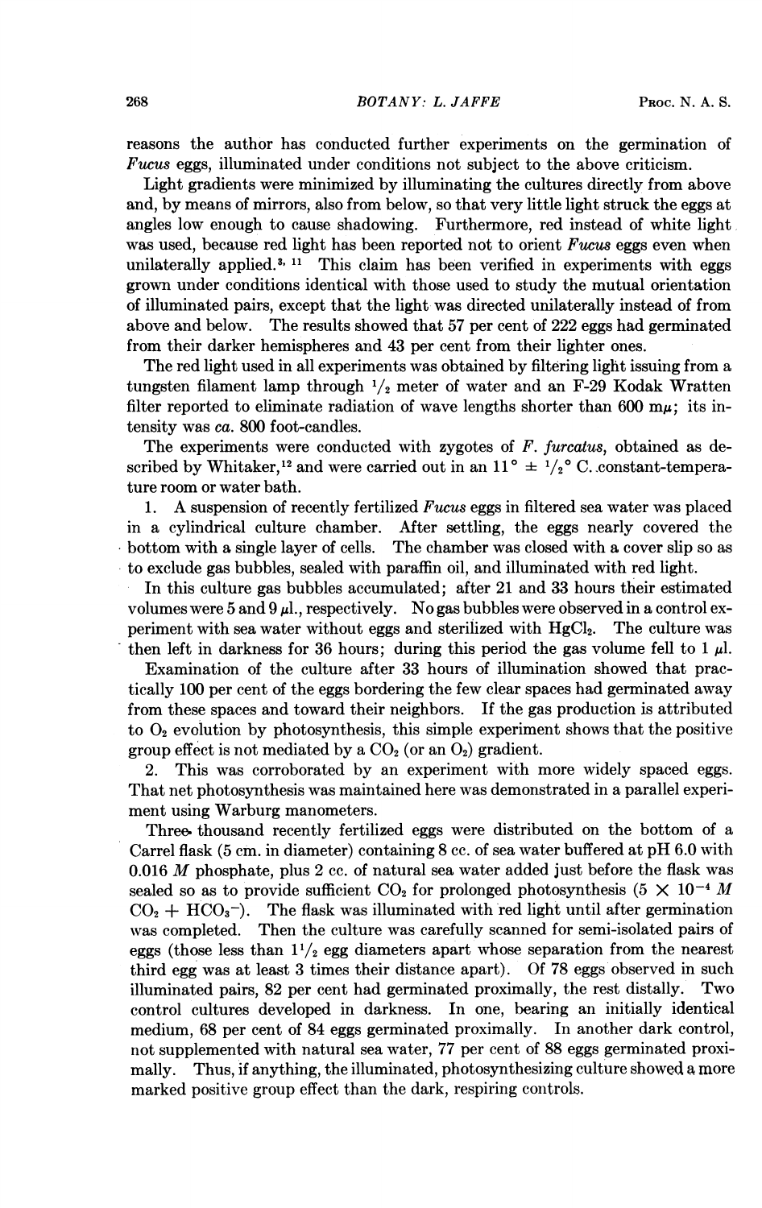reasons the author has conducted further experiments on the germination of *Fucus* eggs, illuminated under conditions not subject to the above criticism.

Light gradients were minimized by illuminating the cultures directly from above and, by means of mirrors, also from below, so that very little light struck the eggs at angles low enough to cause shadowing. Furthermore, red instead of white light was used, because red light has been reported not to orient *Fucus* eggs even when unilaterally applied.[8, 11] This claim has been verified in experiments with eggs grown under conditions identical with those used to study the mutual orientation of illuminated pairs, except that the light was directed unilaterally instead of from above and below. The results showed that 57 per cent of 222 eggs had germinated from their darker hemispheres and 43 per cent from their lighter ones.

The red light used in all experiments was obtained by filtering light issuing from a tungsten filament lamp through $^1/_2$ meter of water and an F-29 Kodak Wratten filter reported to eliminate radiation of wave lengths shorter than 600 m$\mu$; its intensity was *ca.* 800 foot-candles.

The experiments were conducted with zygotes of *F. furcatus*, obtained as described by Whitaker,[12] and were carried out in an 11° ± $^1/_2$° C. constant-temperature room or water bath.

1. A suspension of recently fertilized *Fucus* eggs in filtered sea water was placed in a cylindrical culture chamber. After settling, the eggs nearly covered the bottom with a single layer of cells. The chamber was closed with a cover slip so as to exclude gas bubbles, sealed with paraffin oil, and illuminated with red light.

In this culture gas bubbles accumulated; after 21 and 33 hours their estimated volumes were 5 and 9 $\mu$l., respectively. No gas bubbles were observed in a control experiment with sea water without eggs and sterilized with $HgCl_2$. The culture was then left in darkness for 36 hours; during this period the gas volume fell to 1 $\mu$l.

Examination of the culture after 33 hours of illumination showed that practically 100 per cent of the eggs bordering the few clear spaces had germinated away from these spaces and toward their neighbors. If the gas production is attributed to $O_2$ evolution by photosynthesis, this simple experiment shows that the positive group effect is not mediated by a $CO_2$ (or an $O_2$) gradient.

2. This was corroborated by an experiment with more widely spaced eggs. That net photosynthesis was maintained here was demonstrated in a parallel experiment using Warburg manometers.

Three thousand recently fertilized eggs were distributed on the bottom of a Carrel flask (5 cm. in diameter) containing 8 cc. of sea water buffered at pH 6.0 with 0.016 *M* phosphate, plus 2 cc. of natural sea water added just before the flask was sealed so as to provide sufficient $CO_2$ for prolonged photosynthesis ($5 \times 10^{-4}$ *M* $CO_2 + HCO_3^-$). The flask was illuminated with red light until after germination was completed. Then the culture was carefully scanned for semi-isolated pairs of eggs (those less than $1^1/_2$ egg diameters apart whose separation from the nearest third egg was at least 3 times their distance apart). Of 78 eggs observed in such illuminated pairs, 82 per cent had germinated proximally, the rest distally. Two control cultures developed in darkness. In one, bearing an initially identical medium, 68 per cent of 84 eggs germinated proximally. In another dark control, not supplemented with natural sea water, 77 per cent of 88 eggs germinated proximally. Thus, if anything, the illuminated, photosynthesizing culture showed a more marked positive group effect than the dark, respiring controls.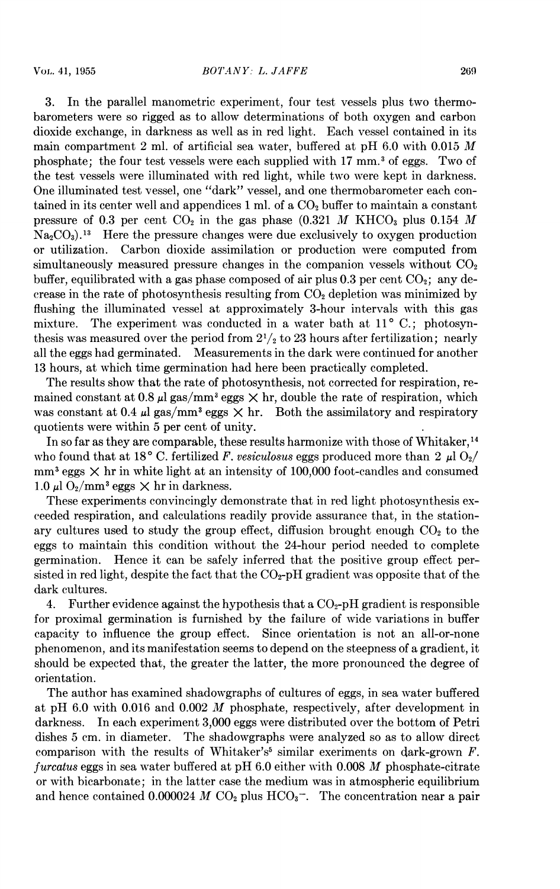3. In the parallel manometric experiment, four test vessels plus two thermobarometers were so rigged as to allow determinations of both oxygen and carbon dioxide exchange, in darkness as well as in red light. Each vessel contained in its main compartment 2 ml. of artificial sea water, buffered at pH 6.0 with 0.015 *M* phosphate; the four test vessels were each supplied with 17 mm.$^3$ of eggs. Two of the test vessels were illuminated with red light, while two were kept in darkness. One illuminated test vessel, one "dark" vessel, and one thermobarometer each contained in its center well and appendices 1 ml. of a $CO_2$ buffer to maintain a constant pressure of 0.3 per cent $CO_2$ in the gas phase (0.321 *M* $KHCO_3$ plus 0.154 *M* $Na_2CO_3$).[13] Here the pressure changes were due exclusively to oxygen production or utilization. Carbon dioxide assimilation or production were computed from simultaneously measured pressure changes in the companion vessels without $CO_2$ buffer, equilibrated with a gas phase composed of air plus 0.3 per cent $CO_2$; any decrease in the rate of photosynthesis resulting from $CO_2$ depletion was minimized by flushing the illuminated vessel at approximately 3-hour intervals with this gas mixture. The experiment was conducted in a water bath at 11° C.; photosynthesis was measured over the period from $2^1/_2$ to 23 hours after fertilization; nearly all the eggs had germinated. Measurements in the dark were continued for another 13 hours, at which time germination had here been practically completed.

The results show that the rate of photosynthesis, not corrected for respiration, remained constant at 0.8 $\mu$l gas/mm$^3$ eggs × hr, double the rate of respiration, which was constant at 0.4 $\mu$l gas/mm$^3$ eggs × hr. Both the assimilatory and respiratory quotients were within 5 per cent of unity.

In so far as they are comparable, these results harmonize with those of Whitaker,[14] who found that at 18° C. fertilized *F. vesiculosus* eggs produced more than 2 $\mu$l $O_2$/mm$^3$ eggs × hr in white light at an intensity of 100,000 foot-candles and consumed 1.0 $\mu$l $O_2$/mm$^3$ eggs × hr in darkness.

These experiments convincingly demonstrate that in red light photosynthesis exceeded respiration, and calculations readily provide assurance that, in the stationary cultures used to study the group effect, diffusion brought enough $CO_2$ to the eggs to maintain this condition without the 24-hour period needed to complete germination. Hence it can be safely inferred that the positive group effect persisted in red light, despite the fact that the $CO_2$-pH gradient was opposite that of the dark cultures.

4. Further evidence against the hypothesis that a $CO_2$-pH gradient is responsible for proximal germination is furnished by the failure of wide variations in buffer capacity to influence the group effect. Since orientation is not an all-or-none phenomenon, and its manifestation seems to depend on the steepness of a gradient, it should be expected that, the greater the latter, the more pronounced the degree of orientation.

The author has examined shadowgraphs of cultures of eggs, in sea water buffered at pH 6.0 with 0.016 and 0.002 *M* phosphate, respectively, after development in darkness. In each experiment 3,000 eggs were distributed over the bottom of Petri dishes 5 cm. in diameter. The shadowgraphs were analyzed so as to allow direct comparison with the results of Whitaker's[5] similar experiments on dark-grown *F. furcatus* eggs in sea water buffered at pH 6.0 either with 0.008 *M* phosphate-citrate or with bicarbonate; in the latter case the medium was in atmospheric equilibrium and hence contained 0.000024 *M* $CO_2$ plus $HCO_3^-$. The concentration near a pair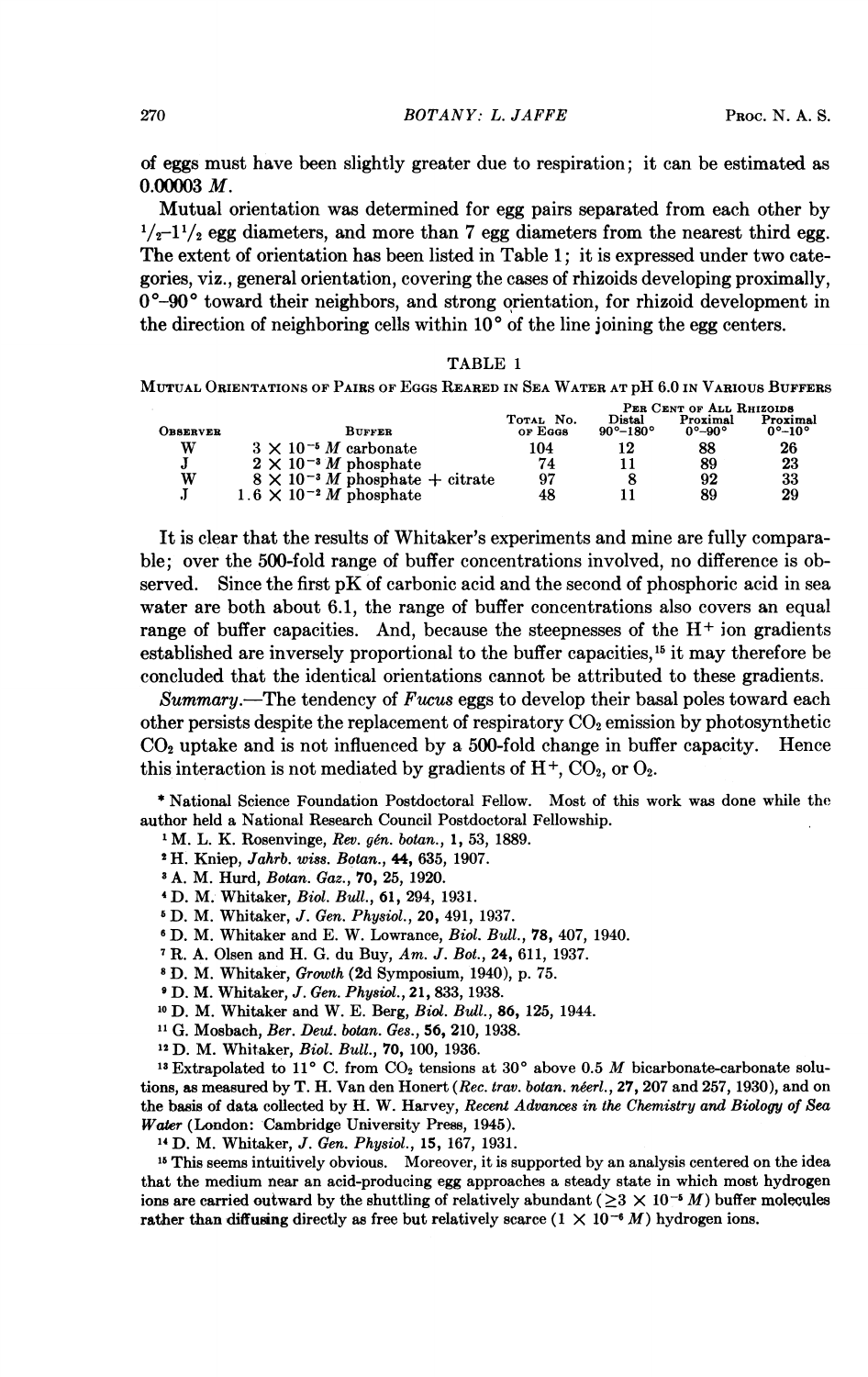of eggs must have been slightly greater due to respiration; it can be estimated as 0.00003 *M*.

Mutual orientation was determined for egg pairs separated from each other by $1/2$–$1\,1/2$ egg diameters, and more than 7 egg diameters from the nearest third egg. The extent of orientation has been listed in Table 1; it is expressed under two categories, viz., general orientation, covering the cases of rhizoids developing proximally, 0°–90° toward their neighbors, and strong orientation, for rhizoid development in the direction of neighboring cells within 10° of the line joining the egg centers.

TABLE 1

MUTUAL ORIENTATIONS OF PAIRS OF EGGS REARED IN SEA WATER AT pH 6.0 IN VARIOUS BUFFERS

| Observer | Buffer | Total No. of Eggs | Per Cent of All Rhizoids: Distal 90°–180° | Proximal 0°–90° | Proximal 0°–10° |
|---|---|---|---|---|---|
| W | $3 \times 10^{-5}$ *M* carbonate | 104 | 12 | 88 | 26 |
| J | $2 \times 10^{-3}$ *M* phosphate | 74 | 11 | 89 | 23 |
| W | $8 \times 10^{-3}$ *M* phosphate + citrate | 97 | 8 | 92 | 33 |
| J | $1.6 \times 10^{-2}$ *M* phosphate | 48 | 11 | 89 | 29 |

It is clear that the results of Whitaker's experiments and mine are fully comparable; over the 500-fold range of buffer concentrations involved, no difference is observed. Since the first pK of carbonic acid and the second of phosphoric acid in sea water are both about 6.1, the range of buffer concentrations also covers an equal range of buffer capacities. And, because the steepnesses of the $H^+$ ion gradients established are inversely proportional to the buffer capacities,[15] it may therefore be concluded that the identical orientations cannot be attributed to these gradients.

*Summary*.—The tendency of *Fucus* eggs to develop their basal poles toward each other persists despite the replacement of respiratory $CO_2$ emission by photosynthetic $CO_2$ uptake and is not influenced by a 500-fold change in buffer capacity. Hence this interaction is not mediated by gradients of $H^+$, $CO_2$, or $O_2$.

\* National Science Foundation Postdoctoral Fellow. Most of this work was done while the author held a National Research Council Postdoctoral Fellowship.

[1] M. L. K. Rosenvinge, *Rev. gén. botan.*, 1, 53, 1889.

[2] H. Kniep, *Jahrb. wiss. Botan.*, **44**, 635, 1907.

[3] A. M. Hurd, *Botan. Gaz.*, **70**, 25, 1920.

[4] D. M. Whitaker, *Biol. Bull.*, **61**, 294, 1931.

[5] D. M. Whitaker, *J. Gen. Physiol.*, **20**, 491, 1937.

[6] D. M. Whitaker and E. W. Lowrance, *Biol. Bull.*, **78**, 407, 1940.

[7] R. A. Olsen and H. G. du Buy, *Am. J. Bot.*, **24**, 611, 1937.

[8] D. M. Whitaker, *Growth* (2d Symposium, 1940), p. 75.

[9] D. M. Whitaker, *J. Gen. Physiol.*, **21**, 833, 1938.

[10] D. M. Whitaker and W. E. Berg, *Biol. Bull.*, **86**, 125, 1944.

[11] G. Mosbach, *Ber. Deut. botan. Ges.*, **56**, 210, 1938.

[12] D. M. Whitaker, *Biol. Bull.*, **70**, 100, 1936.

[13] Extrapolated to 11° C. from $CO_2$ tensions at 30° above 0.5 *M* bicarbonate-carbonate solutions, as measured by T. H. Van den Honert (*Rec. trav. botan. néerl.*, **27**, 207 and 257, 1930), and on the basis of data collected by H. W. Harvey, *Recent Advances in the Chemistry and Biology of Sea Water* (London: Cambridge University Press, 1945).

[14] D. M. Whitaker, *J. Gen. Physiol.*, **15**, 167, 1931.

[15] This seems intuitively obvious. Moreover, it is supported by an analysis centered on the idea that the medium near an acid-producing egg approaches a steady state in which most hydrogen ions are carried outward by the shuttling of relatively abundant ($\geq 3 \times 10^{-5}$ *M*) buffer molecules rather than diffusing directly as free but relatively scarce ($1 \times 10^{-6}$ *M*) hydrogen ions.